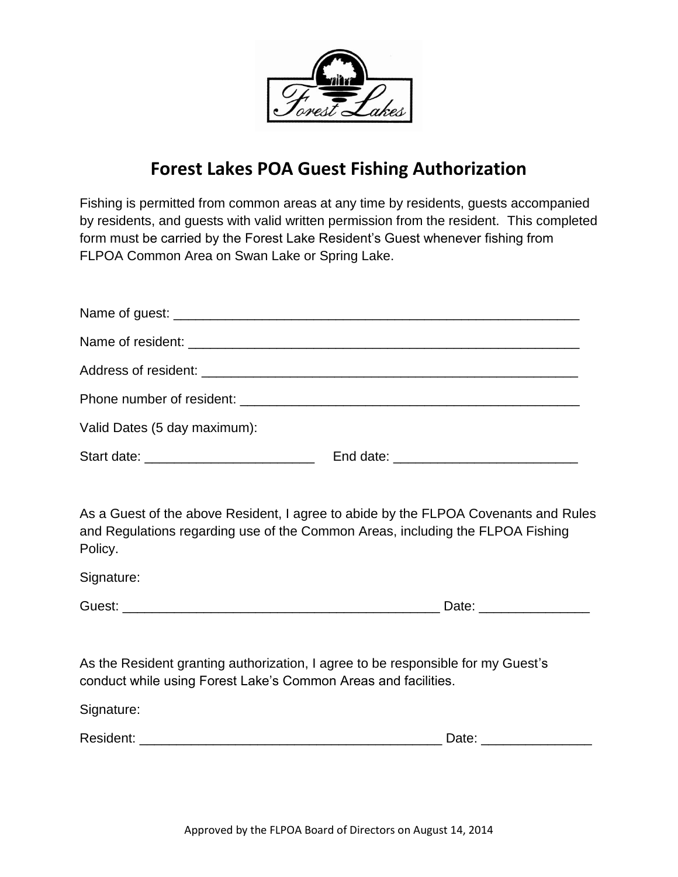# Forest Lakes POA Guest Fishing Authorization

Fishing is permitted from common areas at any time by residents, guests accompanied by residents, and guests with valid written permission from the resident. This completed form must be carried by the Forest Lake Resident's Guest whenever fishing from FLPOA Common Area on Swan Lake or Spring Lake.

Name of guest: ____________________________________________________________

Name of resident: __________________________________________________________

Address of resident: ________________________________________________________

Phone number of resident: ___________________________________________________

Valid Dates (5 day maximum):

Start date: _______________________ End date: ________________________

As a Guest of the above Resident, I agree to abide by the FLPOA Covenants and Rules and Regulations regarding use of the Common Areas, including the FLPOA Fishing Policy.

Signature:

Guest: ___________________________________________ Date: _______________

As the Resident granting authorization, I agree to be responsible for my Guest's conduct while using Forest Lake's Common Areas and facilities.

Signature:

Resident: _________________________________________ Date: _______________

Approved by the FLPOA Board of Directors on August 14, 2014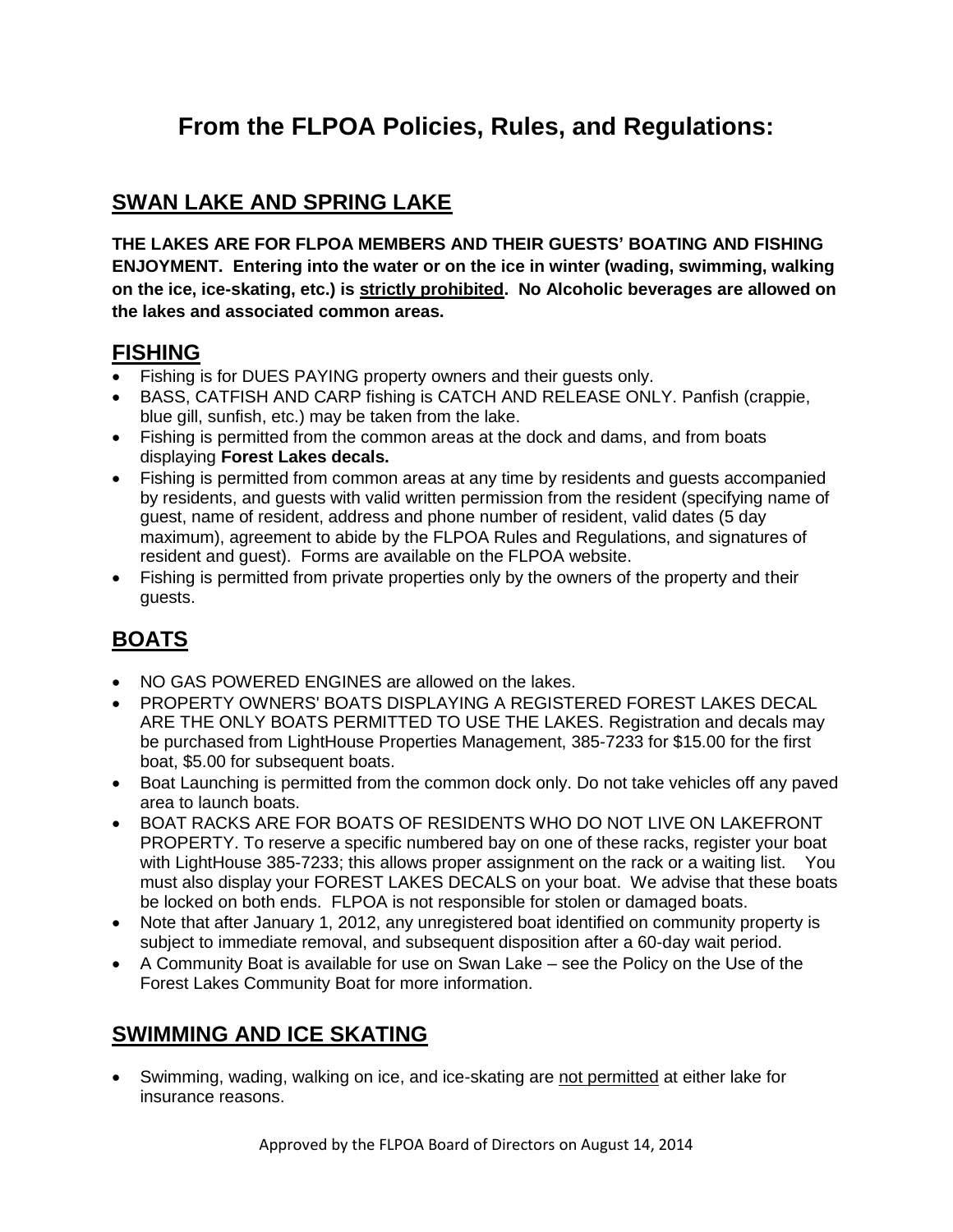# From the FLPOA Policies, Rules, and Regulations:

## SWAN LAKE AND SPRING LAKE

**THE LAKES ARE FOR FLPOA MEMBERS AND THEIR GUESTS' BOATING AND FISHING ENJOYMENT. Entering into the water or on the ice in winter (wading, swimming, walking on the ice, ice-skating, etc.) is <u>strictly prohibited</u>. No Alcoholic beverages are allowed on the lakes and associated common areas.**

## FISHING

- Fishing is for DUES PAYING property owners and their guests only.
- BASS, CATFISH AND CARP fishing is CATCH AND RELEASE ONLY. Panfish (crappie, blue gill, sunfish, etc.) may be taken from the lake.
- Fishing is permitted from the common areas at the dock and dams, and from boats displaying **Forest Lakes decals.**
- Fishing is permitted from common areas at any time by residents and guests accompanied by residents, and guests with valid written permission from the resident (specifying name of guest, name of resident, address and phone number of resident, valid dates (5 day maximum), agreement to abide by the FLPOA Rules and Regulations, and signatures of resident and guest). Forms are available on the FLPOA website.
- Fishing is permitted from private properties only by the owners of the property and their guests.

## BOATS

- NO GAS POWERED ENGINES are allowed on the lakes.
- PROPERTY OWNERS' BOATS DISPLAYING A REGISTERED FOREST LAKES DECAL ARE THE ONLY BOATS PERMITTED TO USE THE LAKES. Registration and decals may be purchased from LightHouse Properties Management, 385-7233 for $15.00 for the first boat, $5.00 for subsequent boats.
- Boat Launching is permitted from the common dock only. Do not take vehicles off any paved area to launch boats.
- BOAT RACKS ARE FOR BOATS OF RESIDENTS WHO DO NOT LIVE ON LAKEFRONT PROPERTY. To reserve a specific numbered bay on one of these racks, register your boat with LightHouse 385-7233; this allows proper assignment on the rack or a waiting list. You must also display your FOREST LAKES DECALS on your boat. We advise that these boats be locked on both ends. FLPOA is not responsible for stolen or damaged boats.
- Note that after January 1, 2012, any unregistered boat identified on community property is subject to immediate removal, and subsequent disposition after a 60-day wait period.
- A Community Boat is available for use on Swan Lake – see the Policy on the Use of the Forest Lakes Community Boat for more information.

## SWIMMING AND ICE SKATING

- Swimming, wading, walking on ice, and ice-skating are <u>not permitted</u> at either lake for insurance reasons.

Approved by the FLPOA Board of Directors on August 14, 2014